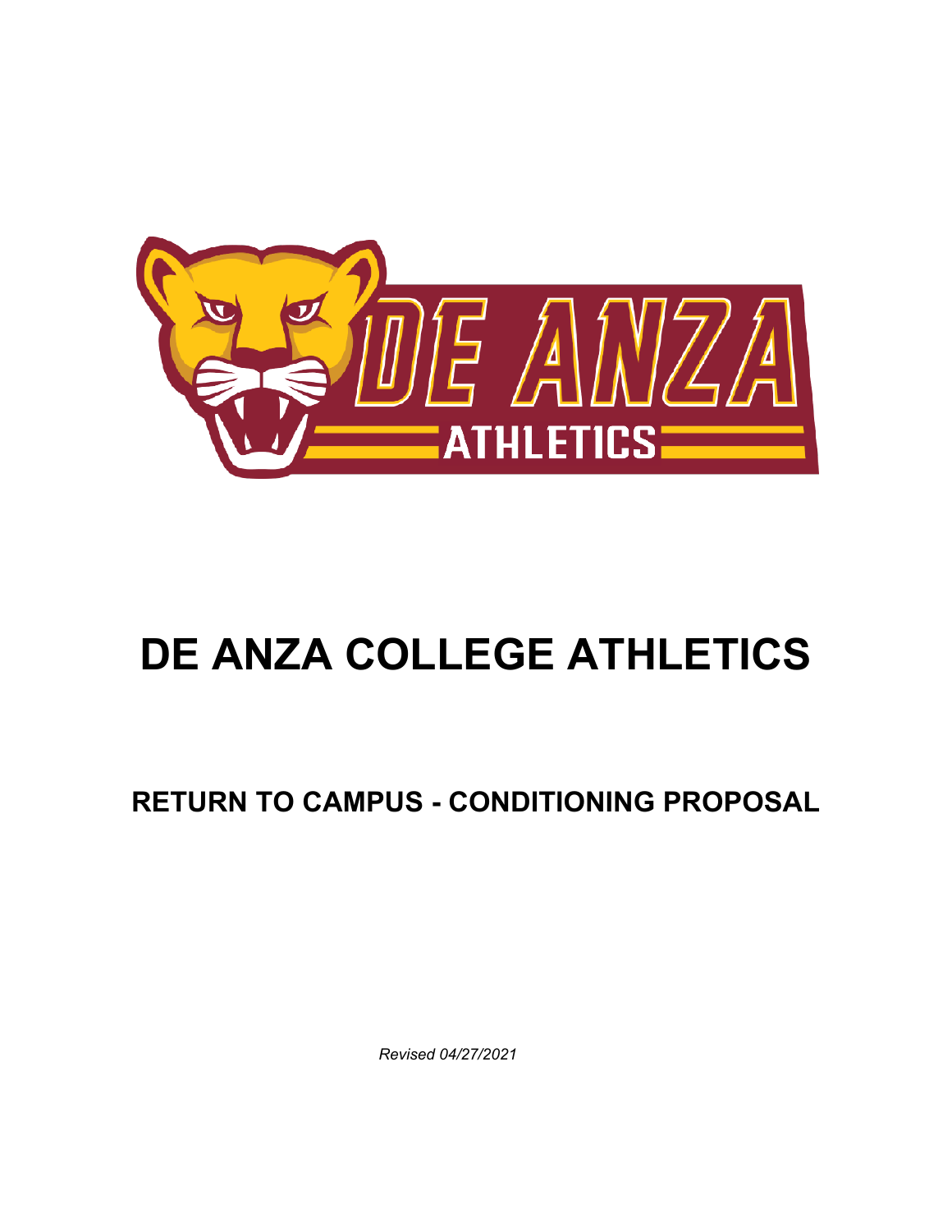# DE ANZA COLLEGE ATHLETICS

## RETURN TO CAMPUS - CONDITIONING PROPOSAL

*Revised 04/27/2021*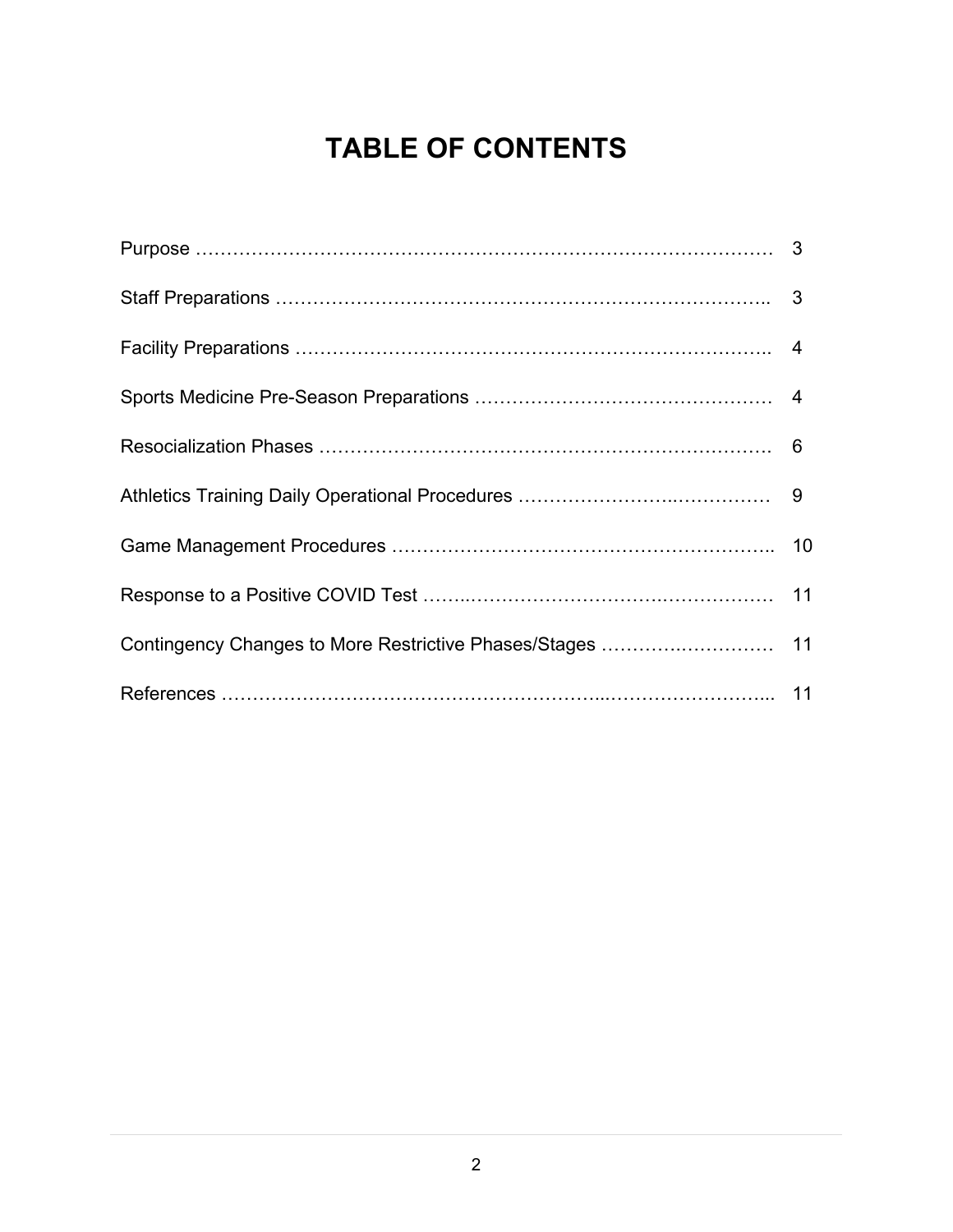# TABLE OF CONTENTS

| | |
|---|---|
| Purpose | 3 |
| Staff Preparations | 3 |
| Facility Preparations | 4 |
| Sports Medicine Pre-Season Preparations | 4 |
| Resocialization Phases | 6 |
| Athletics Training Daily Operational Procedures | 9 |
| Game Management Procedures | 10 |
| Response to a Positive COVID Test | 11 |
| Contingency Changes to More Restrictive Phases/Stages | 11 |
| References | 11 |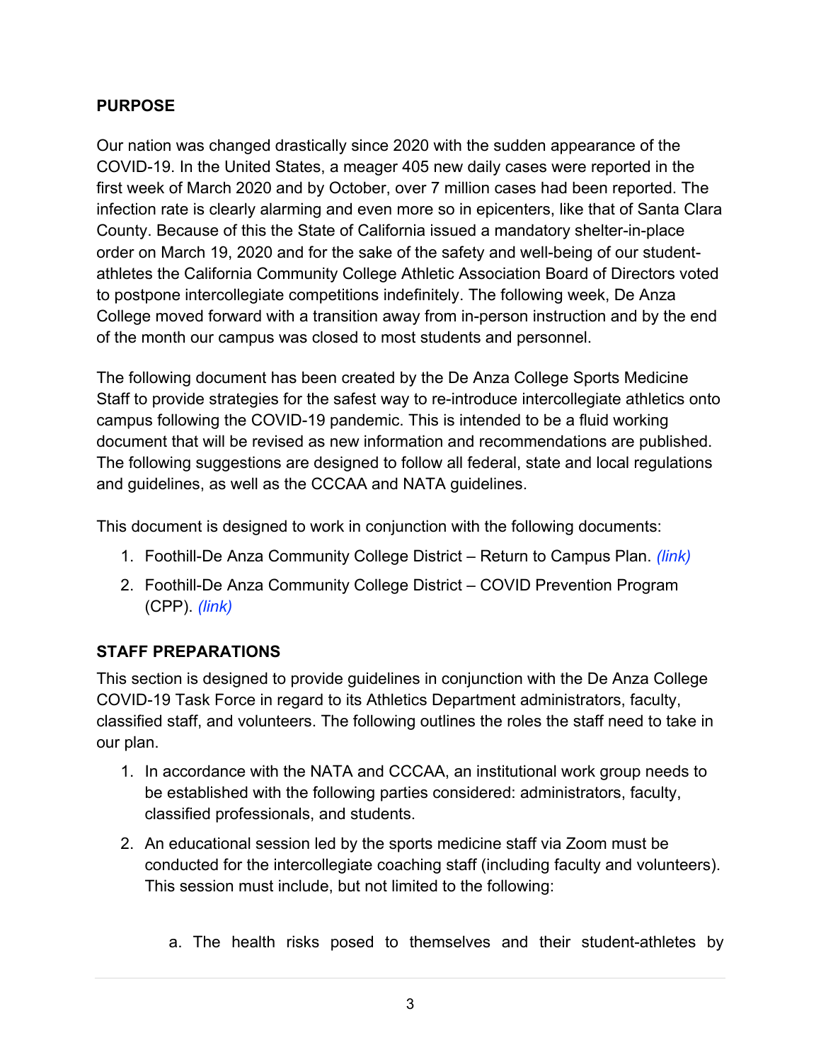## PURPOSE

Our nation was changed drastically since 2020 with the sudden appearance of the COVID-19. In the United States, a meager 405 new daily cases were reported in the first week of March 2020 and by October, over 7 million cases had been reported. The infection rate is clearly alarming and even more so in epicenters, like that of Santa Clara County. Because of this the State of California issued a mandatory shelter-in-place order on March 19, 2020 and for the sake of the safety and well-being of our student-athletes the California Community College Athletic Association Board of Directors voted to postpone intercollegiate competitions indefinitely. The following week, De Anza College moved forward with a transition away from in-person instruction and by the end of the month our campus was closed to most students and personnel.

The following document has been created by the De Anza College Sports Medicine Staff to provide strategies for the safest way to re-introduce intercollegiate athletics onto campus following the COVID-19 pandemic. This is intended to be a fluid working document that will be revised as new information and recommendations are published. The following suggestions are designed to follow all federal, state and local regulations and guidelines, as well as the CCCAA and NATA guidelines.

This document is designed to work in conjunction with the following documents:

1. Foothill-De Anza Community College District – Return to Campus Plan. *(link)*
2. Foothill-De Anza Community College District – COVID Prevention Program (CPP). *(link)*

## STAFF PREPARATIONS

This section is designed to provide guidelines in conjunction with the De Anza College COVID-19 Task Force in regard to its Athletics Department administrators, faculty, classified staff, and volunteers. The following outlines the roles the staff need to take in our plan.

1. In accordance with the NATA and CCCAA, an institutional work group needs to be established with the following parties considered: administrators, faculty, classified professionals, and students.
2. An educational session led by the sports medicine staff via Zoom must be conducted for the intercollegiate coaching staff (including faculty and volunteers). This session must include, but not limited to the following:

   a. The health risks posed to themselves and their student-athletes by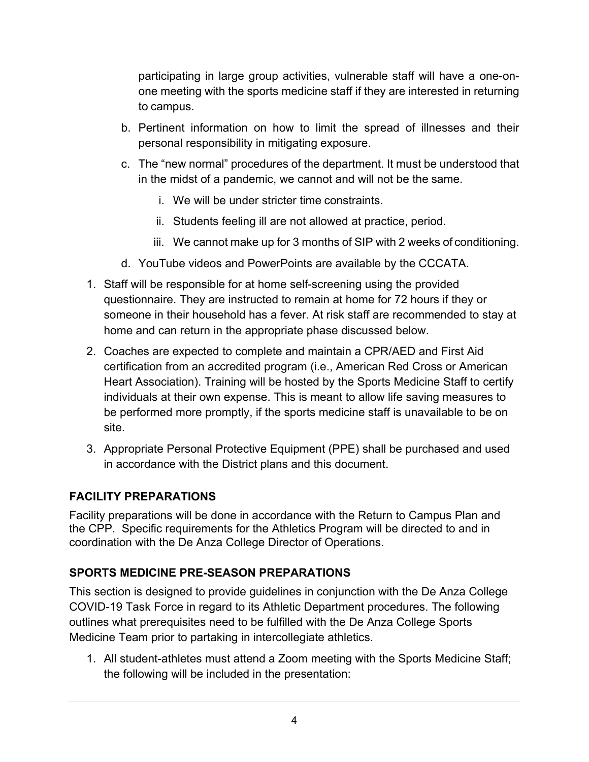participating in large group activities, vulnerable staff will have a one-on-one meeting with the sports medicine staff if they are interested in returning to campus.

b. Pertinent information on how to limit the spread of illnesses and their personal responsibility in mitigating exposure.

c. The "new normal" procedures of the department. It must be understood that in the midst of a pandemic, we cannot and will not be the same.

    i. We will be under stricter time constraints.

    ii. Students feeling ill are not allowed at practice, period.

    iii. We cannot make up for 3 months of SIP with 2 weeks of conditioning.

d. YouTube videos and PowerPoints are available by the CCCATA.

1. Staff will be responsible for at home self-screening using the provided questionnaire. They are instructed to remain at home for 72 hours if they or someone in their household has a fever. At risk staff are recommended to stay at home and can return in the appropriate phase discussed below.
2. Coaches are expected to complete and maintain a CPR/AED and First Aid certification from an accredited program (i.e., American Red Cross or American Heart Association). Training will be hosted by the Sports Medicine Staff to certify individuals at their own expense. This is meant to allow life saving measures to be performed more promptly, if the sports medicine staff is unavailable to be on site.
3. Appropriate Personal Protective Equipment (PPE) shall be purchased and used in accordance with the District plans and this document.

## FACILITY PREPARATIONS

Facility preparations will be done in accordance with the Return to Campus Plan and the CPP. Specific requirements for the Athletics Program will be directed to and in coordination with the De Anza College Director of Operations.

## SPORTS MEDICINE PRE-SEASON PREPARATIONS

This section is designed to provide guidelines in conjunction with the De Anza College COVID-19 Task Force in regard to its Athletic Department procedures. The following outlines what prerequisites need to be fulfilled with the De Anza College Sports Medicine Team prior to partaking in intercollegiate athletics.

1. All student-athletes must attend a Zoom meeting with the Sports Medicine Staff; the following will be included in the presentation: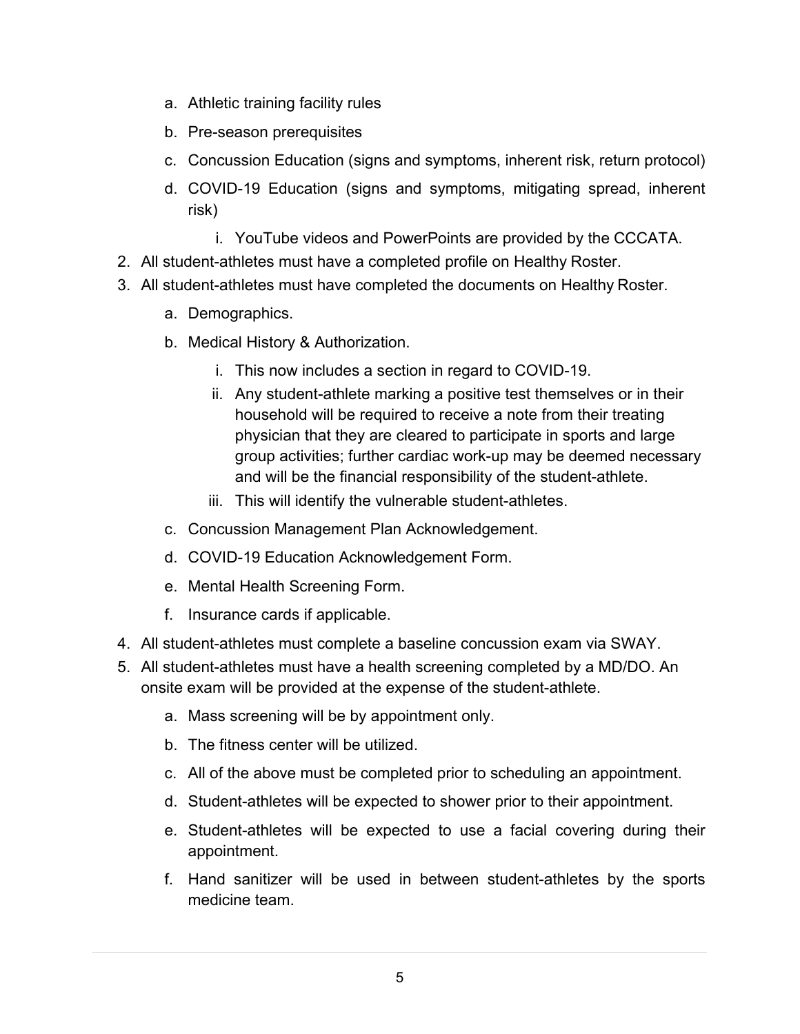a. Athletic training facility rules
   b. Pre-season prerequisites
   c. Concussion Education (signs and symptoms, inherent risk, return protocol)
   d. COVID-19 Education (signs and symptoms, mitigating spread, inherent risk)
      i. YouTube videos and PowerPoints are provided by the CCCATA.
2. All student-athletes must have a completed profile on Healthy Roster.
3. All student-athletes must have completed the documents on Healthy Roster.
   a. Demographics.
   b. Medical History & Authorization.
      i. This now includes a section in regard to COVID-19.
      ii. Any student-athlete marking a positive test themselves or in their household will be required to receive a note from their treating physician that they are cleared to participate in sports and large group activities; further cardiac work-up may be deemed necessary and will be the financial responsibility of the student-athlete.
      iii. This will identify the vulnerable student-athletes.
   c. Concussion Management Plan Acknowledgement.
   d. COVID-19 Education Acknowledgement Form.
   e. Mental Health Screening Form.
   f. Insurance cards if applicable.
4. All student-athletes must complete a baseline concussion exam via SWAY.
5. All student-athletes must have a health screening completed by a MD/DO. An onsite exam will be provided at the expense of the student-athlete.
   a. Mass screening will be by appointment only.
   b. The fitness center will be utilized.
   c. All of the above must be completed prior to scheduling an appointment.
   d. Student-athletes will be expected to shower prior to their appointment.
   e. Student-athletes will be expected to use a facial covering during their appointment.
   f. Hand sanitizer will be used in between student-athletes by the sports medicine team.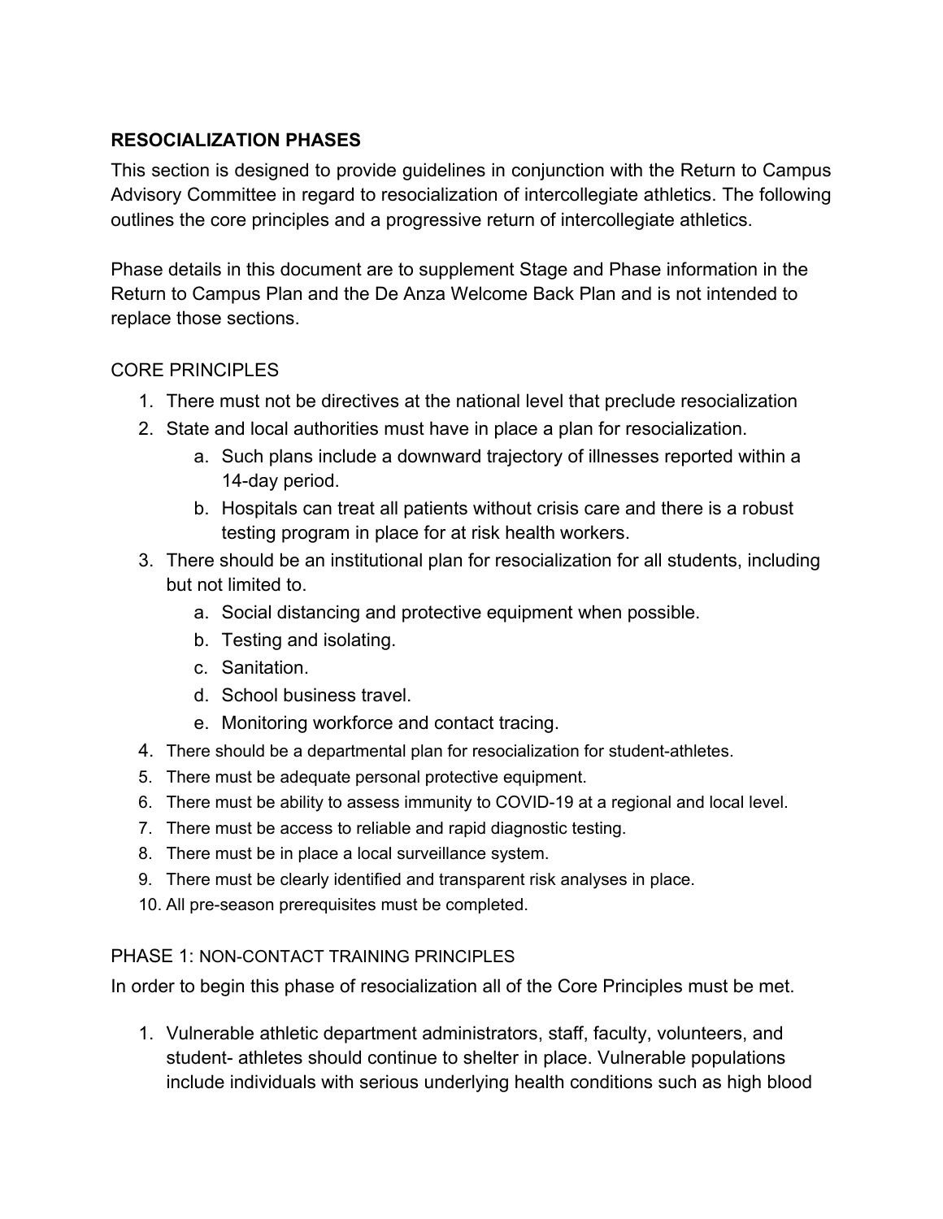**RESOCIALIZATION PHASES**

This section is designed to provide guidelines in conjunction with the Return to Campus Advisory Committee in regard to resocialization of intercollegiate athletics. The following outlines the core principles and a progressive return of intercollegiate athletics.

Phase details in this document are to supplement Stage and Phase information in the Return to Campus Plan and the De Anza Welcome Back Plan and is not intended to replace those sections.

CORE PRINCIPLES

1. There must not be directives at the national level that preclude resocialization
2. State and local authorities must have in place a plan for resocialization.
   a. Such plans include a downward trajectory of illnesses reported within a 14-day period.
   b. Hospitals can treat all patients without crisis care and there is a robust testing program in place for at risk health workers.
3. There should be an institutional plan for resocialization for all students, including but not limited to.
   a. Social distancing and protective equipment when possible.
   b. Testing and isolating.
   c. Sanitation.
   d. School business travel.
   e. Monitoring workforce and contact tracing.
4. There should be a departmental plan for resocialization for student-athletes.
5. There must be adequate personal protective equipment.
6. There must be ability to assess immunity to COVID-19 at a regional and local level.
7. There must be access to reliable and rapid diagnostic testing.
8. There must be in place a local surveillance system.
9. There must be clearly identified and transparent risk analyses in place.
10. All pre-season prerequisites must be completed.

PHASE 1: NON-CONTACT TRAINING PRINCIPLES

In order to begin this phase of resocialization all of the Core Principles must be met.

1. Vulnerable athletic department administrators, staff, faculty, volunteers, and student- athletes should continue to shelter in place. Vulnerable populations include individuals with serious underlying health conditions such as high blood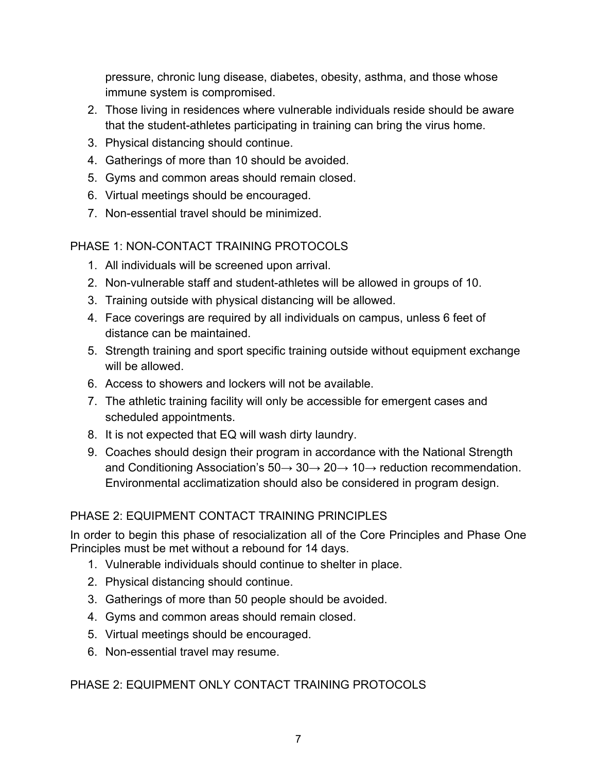pressure, chronic lung disease, diabetes, obesity, asthma, and those whose immune system is compromised.

2. Those living in residences where vulnerable individuals reside should be aware that the student-athletes participating in training can bring the virus home.
3. Physical distancing should continue.
4. Gatherings of more than 10 should be avoided.
5. Gyms and common areas should remain closed.
6. Virtual meetings should be encouraged.
7. Non-essential travel should be minimized.

## PHASE 1: NON-CONTACT TRAINING PROTOCOLS

1. All individuals will be screened upon arrival.
2. Non-vulnerable staff and student-athletes will be allowed in groups of 10.
3. Training outside with physical distancing will be allowed.
4. Face coverings are required by all individuals on campus, unless 6 feet of distance can be maintained.
5. Strength training and sport specific training outside without equipment exchange will be allowed.
6. Access to showers and lockers will not be available.
7. The athletic training facility will only be accessible for emergent cases and scheduled appointments.
8. It is not expected that EQ will wash dirty laundry.
9. Coaches should design their program in accordance with the National Strength and Conditioning Association's 50→ 30→ 20→ 10→ reduction recommendation. Environmental acclimatization should also be considered in program design.

## PHASE 2: EQUIPMENT CONTACT TRAINING PRINCIPLES

In order to begin this phase of resocialization all of the Core Principles and Phase One Principles must be met without a rebound for 14 days.

1. Vulnerable individuals should continue to shelter in place.
2. Physical distancing should continue.
3. Gatherings of more than 50 people should be avoided.
4. Gyms and common areas should remain closed.
5. Virtual meetings should be encouraged.
6. Non-essential travel may resume.

## PHASE 2: EQUIPMENT ONLY CONTACT TRAINING PROTOCOLS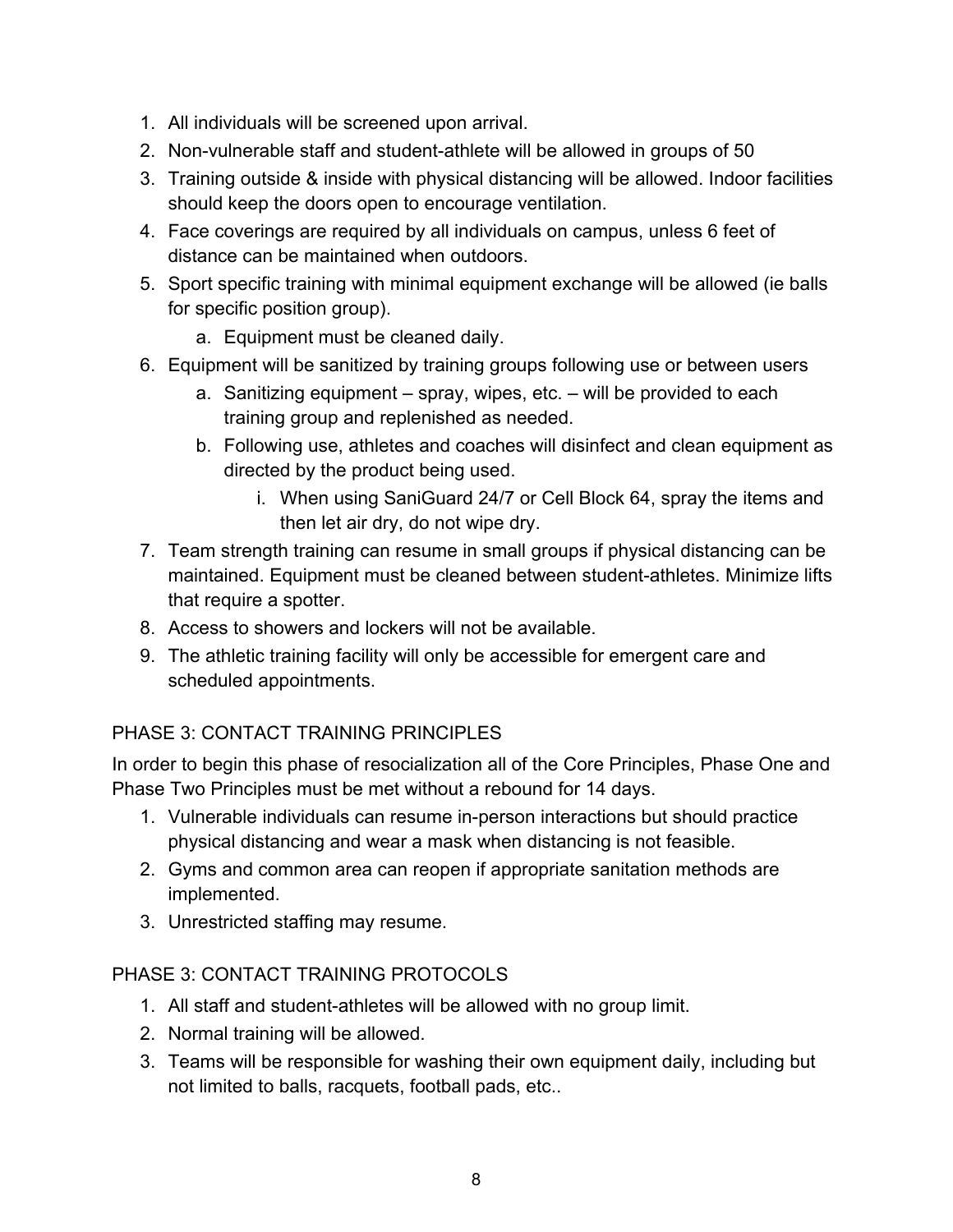1. All individuals will be screened upon arrival.
2. Non-vulnerable staff and student-athlete will be allowed in groups of 50
3. Training outside & inside with physical distancing will be allowed. Indoor facilities should keep the doors open to encourage ventilation.
4. Face coverings are required by all individuals on campus, unless 6 feet of distance can be maintained when outdoors.
5. Sport specific training with minimal equipment exchange will be allowed (ie balls for specific position group).
    a. Equipment must be cleaned daily.
6. Equipment will be sanitized by training groups following use or between users
    a. Sanitizing equipment – spray, wipes, etc. – will be provided to each training group and replenished as needed.
    b. Following use, athletes and coaches will disinfect and clean equipment as directed by the product being used.
        i. When using SaniGuard 24/7 or Cell Block 64, spray the items and then let air dry, do not wipe dry.
7. Team strength training can resume in small groups if physical distancing can be maintained. Equipment must be cleaned between student-athletes. Minimize lifts that require a spotter.
8. Access to showers and lockers will not be available.
9. The athletic training facility will only be accessible for emergent care and scheduled appointments.

## PHASE 3: CONTACT TRAINING PRINCIPLES

In order to begin this phase of resocialization all of the Core Principles, Phase One and Phase Two Principles must be met without a rebound for 14 days.

1. Vulnerable individuals can resume in-person interactions but should practice physical distancing and wear a mask when distancing is not feasible.
2. Gyms and common area can reopen if appropriate sanitation methods are implemented.
3. Unrestricted staffing may resume.

## PHASE 3: CONTACT TRAINING PROTOCOLS

1. All staff and student-athletes will be allowed with no group limit.
2. Normal training will be allowed.
3. Teams will be responsible for washing their own equipment daily, including but not limited to balls, racquets, football pads, etc..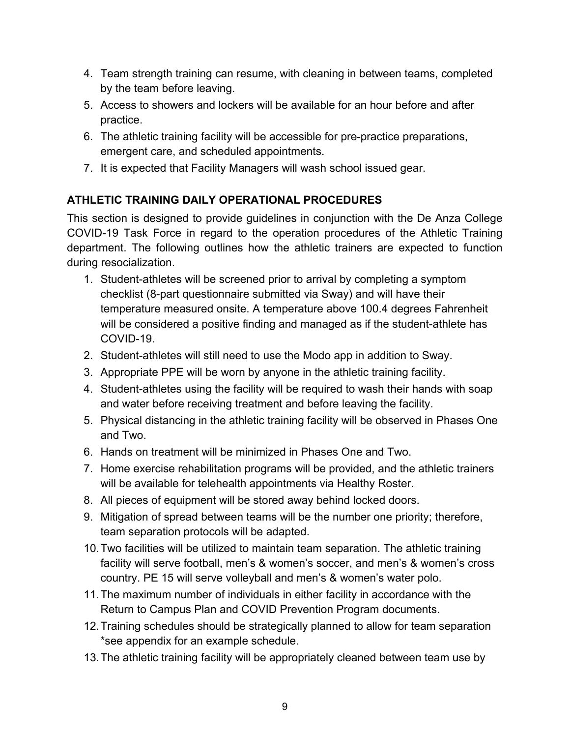4. Team strength training can resume, with cleaning in between teams, completed by the team before leaving.
5. Access to showers and lockers will be available for an hour before and after practice.
6. The athletic training facility will be accessible for pre-practice preparations, emergent care, and scheduled appointments.
7. It is expected that Facility Managers will wash school issued gear.

**ATHLETIC TRAINING DAILY OPERATIONAL PROCEDURES**

This section is designed to provide guidelines in conjunction with the De Anza College COVID-19 Task Force in regard to the operation procedures of the Athletic Training department. The following outlines how the athletic trainers are expected to function during resocialization.

1. Student-athletes will be screened prior to arrival by completing a symptom checklist (8-part questionnaire submitted via Sway) and will have their temperature measured onsite. A temperature above 100.4 degrees Fahrenheit will be considered a positive finding and managed as if the student-athlete has COVID-19.
2. Student-athletes will still need to use the Modo app in addition to Sway.
3. Appropriate PPE will be worn by anyone in the athletic training facility.
4. Student-athletes using the facility will be required to wash their hands with soap and water before receiving treatment and before leaving the facility.
5. Physical distancing in the athletic training facility will be observed in Phases One and Two.
6. Hands on treatment will be minimized in Phases One and Two.
7. Home exercise rehabilitation programs will be provided, and the athletic trainers will be available for telehealth appointments via Healthy Roster.
8. All pieces of equipment will be stored away behind locked doors.
9. Mitigation of spread between teams will be the number one priority; therefore, team separation protocols will be adapted.
10. Two facilities will be utilized to maintain team separation. The athletic training facility will serve football, men's & women's soccer, and men's & women's cross country. PE 15 will serve volleyball and men's & women's water polo.
11. The maximum number of individuals in either facility in accordance with the Return to Campus Plan and COVID Prevention Program documents.
12. Training schedules should be strategically planned to allow for team separation *see appendix for an example schedule.
13. The athletic training facility will be appropriately cleaned between team use by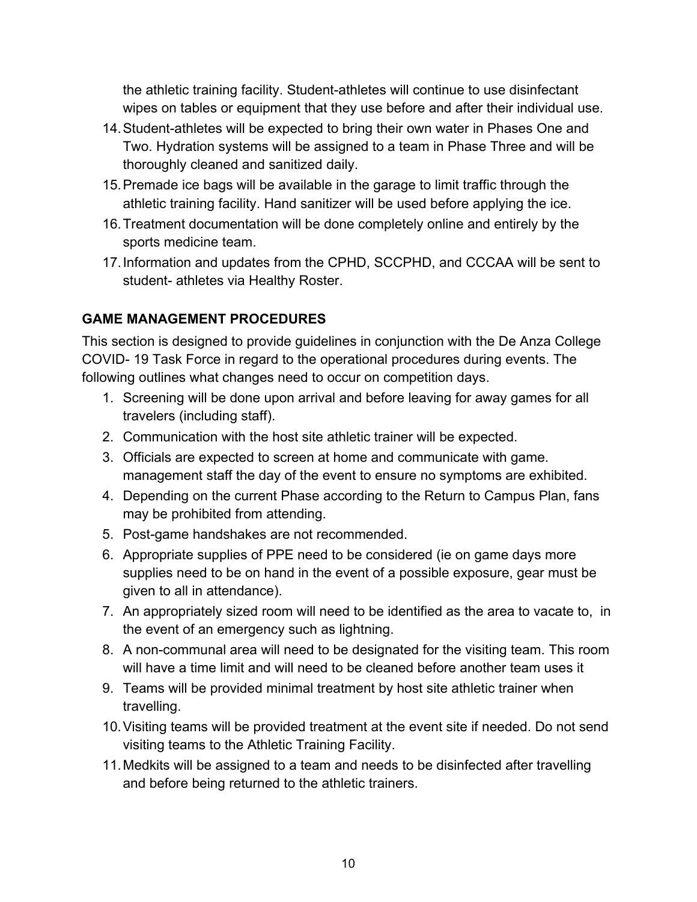the athletic training facility. Student-athletes will continue to use disinfectant wipes on tables or equipment that they use before and after their individual use.

14. Student-athletes will be expected to bring their own water in Phases One and Two. Hydration systems will be assigned to a team in Phase Three and will be thoroughly cleaned and sanitized daily.
15. Premade ice bags will be available in the garage to limit traffic through the athletic training facility. Hand sanitizer will be used before applying the ice.
16. Treatment documentation will be done completely online and entirely by the sports medicine team.
17. Information and updates from the CPHD, SCCPHD, and CCCAA will be sent to student- athletes via Healthy Roster.

**GAME MANAGEMENT PROCEDURES**

This section is designed to provide guidelines in conjunction with the De Anza College COVID- 19 Task Force in regard to the operational procedures during events. The following outlines what changes need to occur on competition days.

1. Screening will be done upon arrival and before leaving for away games for all travelers (including staff).
2. Communication with the host site athletic trainer will be expected.
3. Officials are expected to screen at home and communicate with game. management staff the day of the event to ensure no symptoms are exhibited.
4. Depending on the current Phase according to the Return to Campus Plan, fans may be prohibited from attending.
5. Post-game handshakes are not recommended.
6. Appropriate supplies of PPE need to be considered (ie on game days more supplies need to be on hand in the event of a possible exposure, gear must be given to all in attendance).
7. An appropriately sized room will need to be identified as the area to vacate to, in the event of an emergency such as lightning.
8. A non-communal area will need to be designated for the visiting team. This room will have a time limit and will need to be cleaned before another team uses it
9. Teams will be provided minimal treatment by host site athletic trainer when travelling.
10. Visiting teams will be provided treatment at the event site if needed. Do not send visiting teams to the Athletic Training Facility.
11. Medkits will be assigned to a team and needs to be disinfected after travelling and before being returned to the athletic trainers.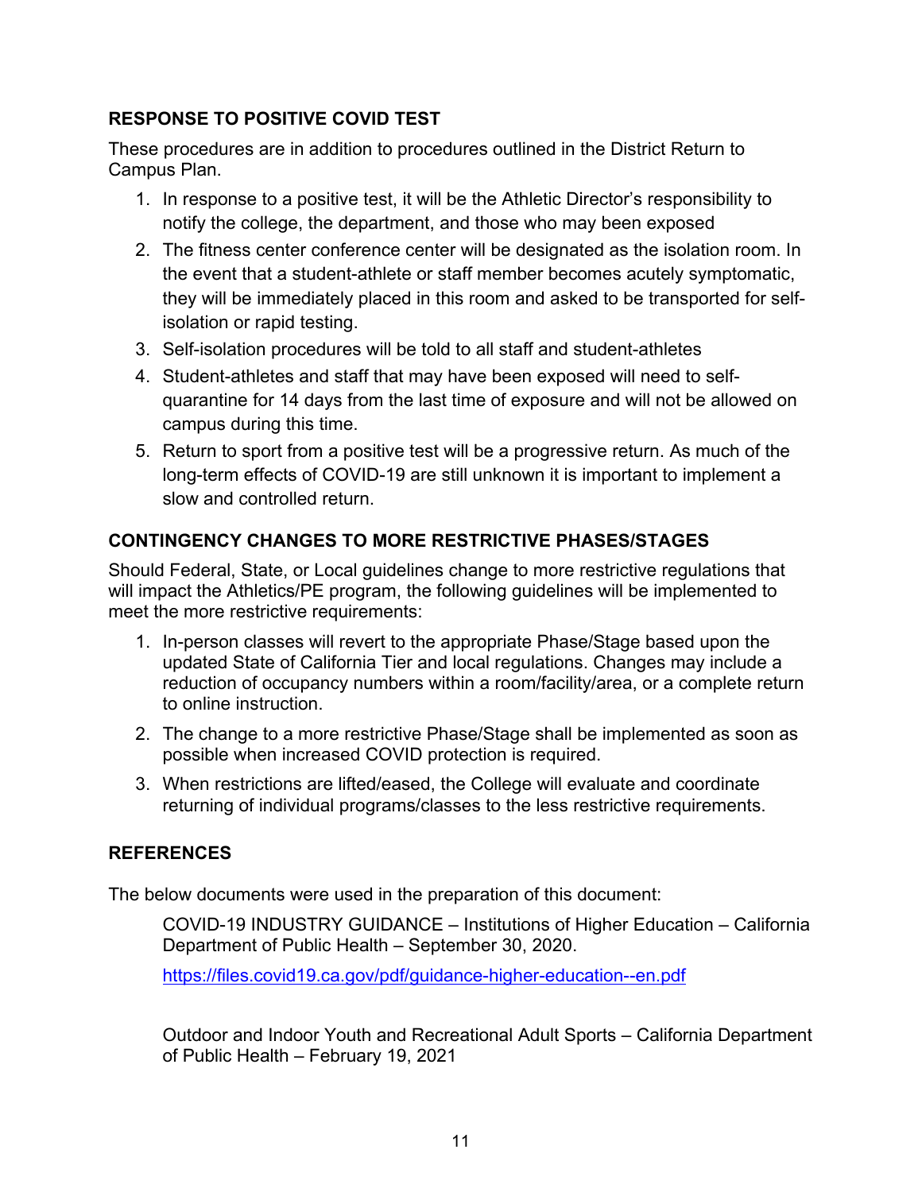## RESPONSE TO POSITIVE COVID TEST

These procedures are in addition to procedures outlined in the District Return to Campus Plan.

1. In response to a positive test, it will be the Athletic Director's responsibility to notify the college, the department, and those who may been exposed
2. The fitness center conference center will be designated as the isolation room. In the event that a student-athlete or staff member becomes acutely symptomatic, they will be immediately placed in this room and asked to be transported for self-isolation or rapid testing.
3. Self-isolation procedures will be told to all staff and student-athletes
4. Student-athletes and staff that may have been exposed will need to self-quarantine for 14 days from the last time of exposure and will not be allowed on campus during this time.
5. Return to sport from a positive test will be a progressive return. As much of the long-term effects of COVID-19 are still unknown it is important to implement a slow and controlled return.

## CONTINGENCY CHANGES TO MORE RESTRICTIVE PHASES/STAGES

Should Federal, State, or Local guidelines change to more restrictive regulations that will impact the Athletics/PE program, the following guidelines will be implemented to meet the more restrictive requirements:

1. In-person classes will revert to the appropriate Phase/Stage based upon the updated State of California Tier and local regulations. Changes may include a reduction of occupancy numbers within a room/facility/area, or a complete return to online instruction.
2. The change to a more restrictive Phase/Stage shall be implemented as soon as possible when increased COVID protection is required.
3. When restrictions are lifted/eased, the College will evaluate and coordinate returning of individual programs/classes to the less restrictive requirements.

## REFERENCES

The below documents were used in the preparation of this document:

COVID-19 INDUSTRY GUIDANCE – Institutions of Higher Education – California Department of Public Health – September 30, 2020.

https://files.covid19.ca.gov/pdf/guidance-higher-education--en.pdf

Outdoor and Indoor Youth and Recreational Adult Sports – California Department of Public Health – February 19, 2021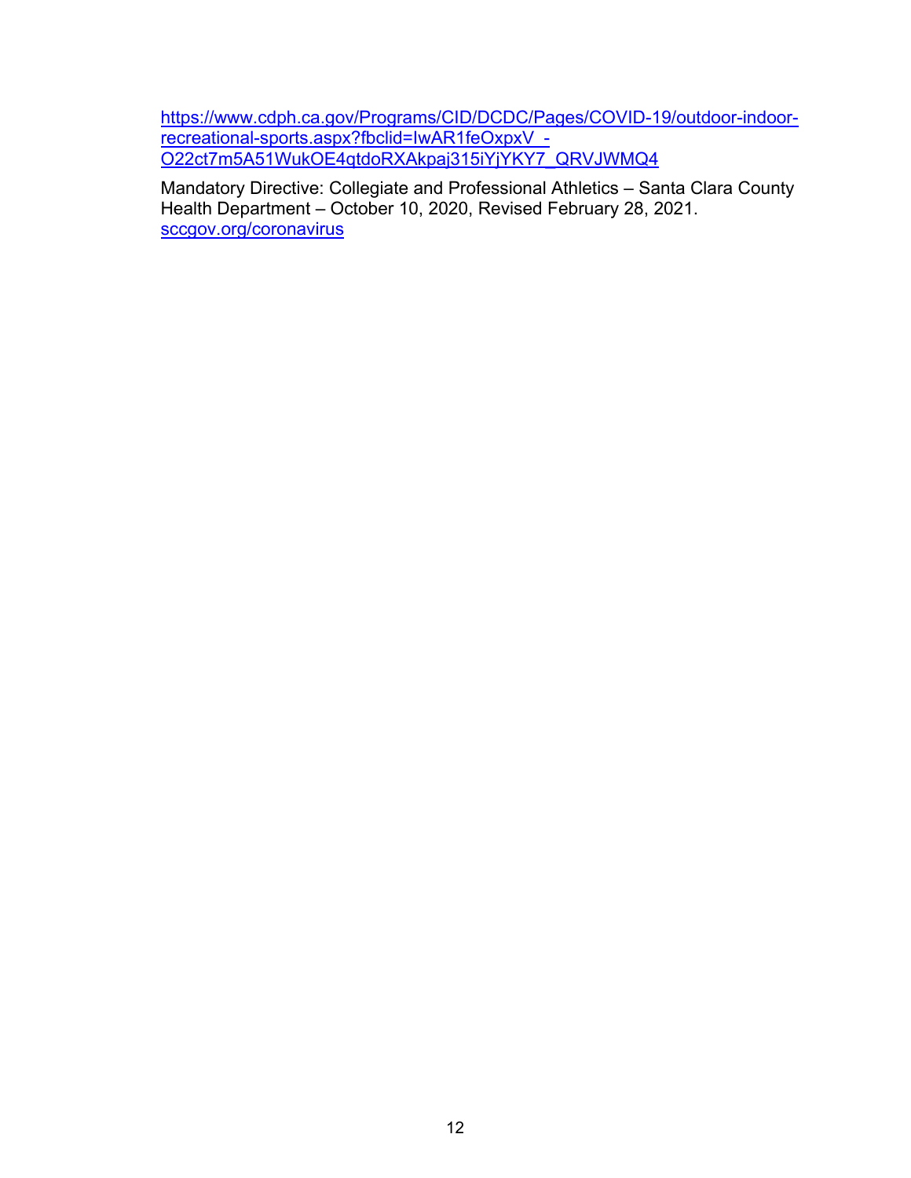https://www.cdph.ca.gov/Programs/CID/DCDC/Pages/COVID-19/outdoor-indoor-recreational-sports.aspx?fbclid=IwAR1feOxpxV_-O22ct7m5A51WukOE4qtdoRXAkpaj315iYjYKY7_QRVJWMQ4

Mandatory Directive: Collegiate and Professional Athletics – Santa Clara County Health Department – October 10, 2020, Revised February 28, 2021. sccgov.org/coronavirus